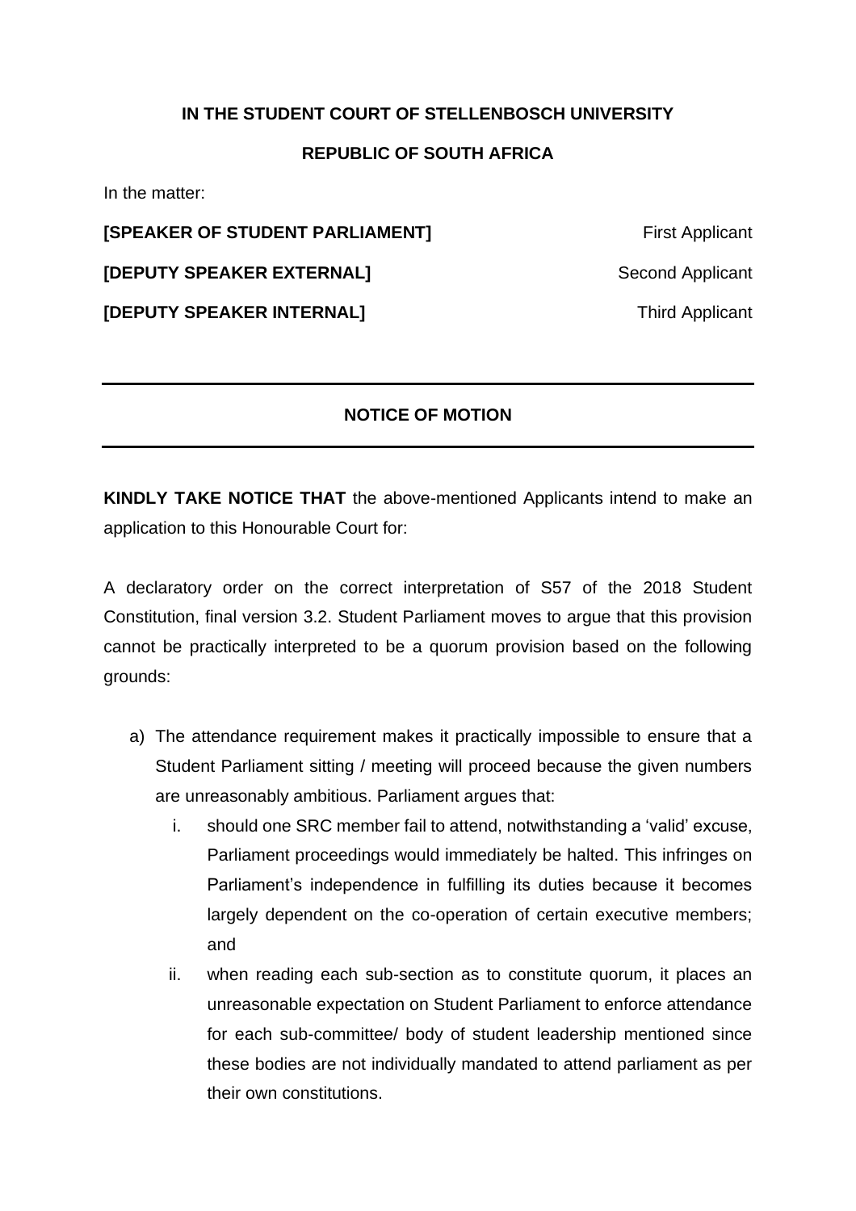**IN THE STUDENT COURT OF STELLENBOSCH UNIVERSITY**

**REPUBLIC OF SOUTH AFRICA**

In the matter:

| | |
|---|---|
| **[SPEAKER OF STUDENT PARLIAMENT]** | First Applicant |
| **[DEPUTY SPEAKER EXTERNAL]** | Second Applicant |
| **[DEPUTY SPEAKER INTERNAL]** | Third Applicant |

---

## NOTICE OF MOTION

---

**KINDLY TAKE NOTICE THAT** the above-mentioned Applicants intend to make an application to this Honourable Court for:

A declaratory order on the correct interpretation of S57 of the 2018 Student Constitution, final version 3.2. Student Parliament moves to argue that this provision cannot be practically interpreted to be a quorum provision based on the following grounds:

a) The attendance requirement makes it practically impossible to ensure that a Student Parliament sitting / meeting will proceed because the given numbers are unreasonably ambitious. Parliament argues that:

   i. should one SRC member fail to attend, notwithstanding a 'valid' excuse, Parliament proceedings would immediately be halted. This infringes on Parliament's independence in fulfilling its duties because it becomes largely dependent on the co-operation of certain executive members; and

   ii. when reading each sub-section as to constitute quorum, it places an unreasonable expectation on Student Parliament to enforce attendance for each sub-committee/ body of student leadership mentioned since these bodies are not individually mandated to attend parliament as per their own constitutions.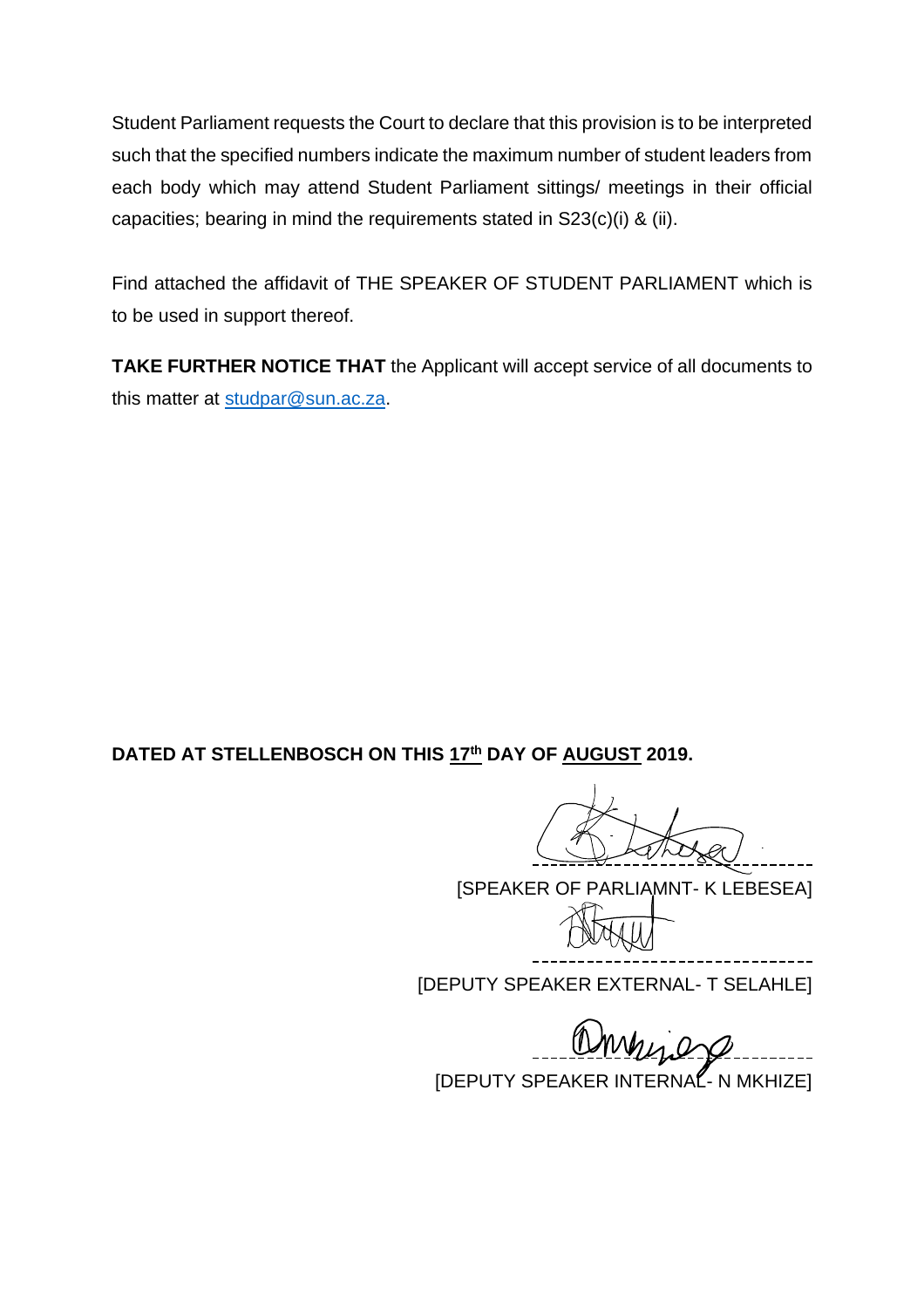Student Parliament requests the Court to declare that this provision is to be interpreted such that the specified numbers indicate the maximum number of student leaders from each body which may attend Student Parliament sittings/ meetings in their official capacities; bearing in mind the requirements stated in S23(c)(i) & (ii).

Find attached the affidavit of THE SPEAKER OF STUDENT PARLIAMENT which is to be used in support thereof.

**TAKE FURTHER NOTICE THAT** the Applicant will accept service of all documents to this matter at studpar@sun.ac.za.

**DATED AT STELLENBOSCH ON THIS 17th DAY OF AUGUST 2019.**

------------------------------

[SPEAKER OF PARLIAMNT- K LEBESEA]

------------------------------

[DEPUTY SPEAKER EXTERNAL- T SELAHLE]

------------------------------

[DEPUTY SPEAKER INTERNAL- N MKHIZE]